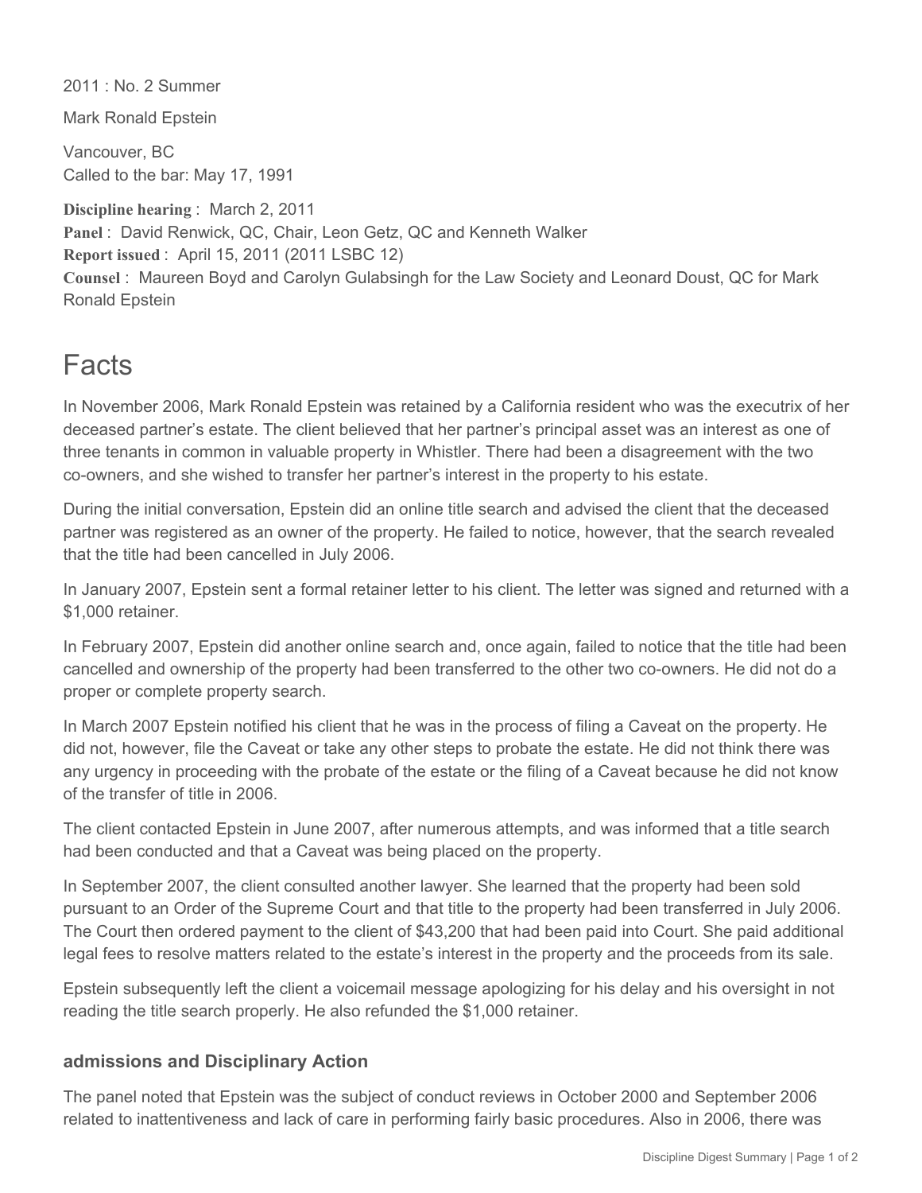2011 : No. 2 Summer

Mark Ronald Epstein

Vancouver, BC
Called to the bar: May 17, 1991

**Discipline hearing** : March 2, 2011
**Panel** : David Renwick, QC, Chair, Leon Getz, QC and Kenneth Walker
**Report issued** : April 15, 2011 (2011 LSBC 12)
**Counsel** : Maureen Boyd and Carolyn Gulabsingh for the Law Society and Leonard Doust, QC for Mark Ronald Epstein

# Facts

In November 2006, Mark Ronald Epstein was retained by a California resident who was the executrix of her deceased partner's estate. The client believed that her partner's principal asset was an interest as one of three tenants in common in valuable property in Whistler. There had been a disagreement with the two co-owners, and she wished to transfer her partner's interest in the property to his estate.

During the initial conversation, Epstein did an online title search and advised the client that the deceased partner was registered as an owner of the property. He failed to notice, however, that the search revealed that the title had been cancelled in July 2006.

In January 2007, Epstein sent a formal retainer letter to his client. The letter was signed and returned with a $1,000 retainer.

In February 2007, Epstein did another online search and, once again, failed to notice that the title had been cancelled and ownership of the property had been transferred to the other two co-owners. He did not do a proper or complete property search.

In March 2007 Epstein notified his client that he was in the process of filing a Caveat on the property. He did not, however, file the Caveat or take any other steps to probate the estate. He did not think there was any urgency in proceeding with the probate of the estate or the filing of a Caveat because he did not know of the transfer of title in 2006.

The client contacted Epstein in June 2007, after numerous attempts, and was informed that a title search had been conducted and that a Caveat was being placed on the property.

In September 2007, the client consulted another lawyer. She learned that the property had been sold pursuant to an Order of the Supreme Court and that title to the property had been transferred in July 2006. The Court then ordered payment to the client of $43,200 that had been paid into Court. She paid additional legal fees to resolve matters related to the estate's interest in the property and the proceeds from its sale.

Epstein subsequently left the client a voicemail message apologizing for his delay and his oversight in not reading the title search properly. He also refunded the $1,000 retainer.

### admissions and Disciplinary Action

The panel noted that Epstein was the subject of conduct reviews in October 2000 and September 2006 related to inattentiveness and lack of care in performing fairly basic procedures. Also in 2006, there was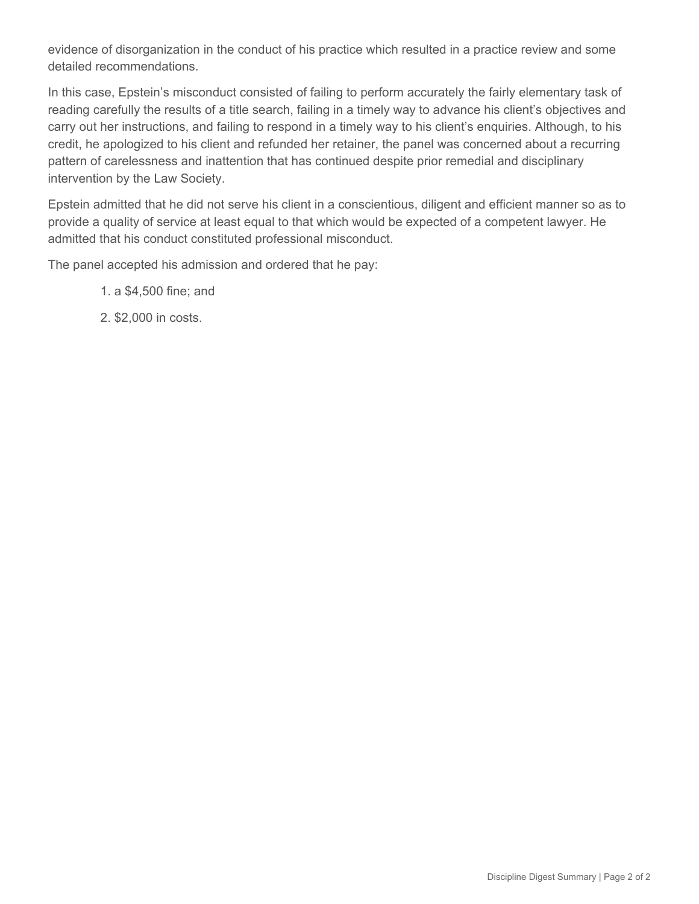evidence of disorganization in the conduct of his practice which resulted in a practice review and some detailed recommendations.

In this case, Epstein's misconduct consisted of failing to perform accurately the fairly elementary task of reading carefully the results of a title search, failing in a timely way to advance his client's objectives and carry out her instructions, and failing to respond in a timely way to his client's enquiries. Although, to his credit, he apologized to his client and refunded her retainer, the panel was concerned about a recurring pattern of carelessness and inattention that has continued despite prior remedial and disciplinary intervention by the Law Society.

Epstein admitted that he did not serve his client in a conscientious, diligent and efficient manner so as to provide a quality of service at least equal to that which would be expected of a competent lawyer. He admitted that his conduct constituted professional misconduct.

The panel accepted his admission and ordered that he pay:

1. a $4,500 fine; and
2. $2,000 in costs.